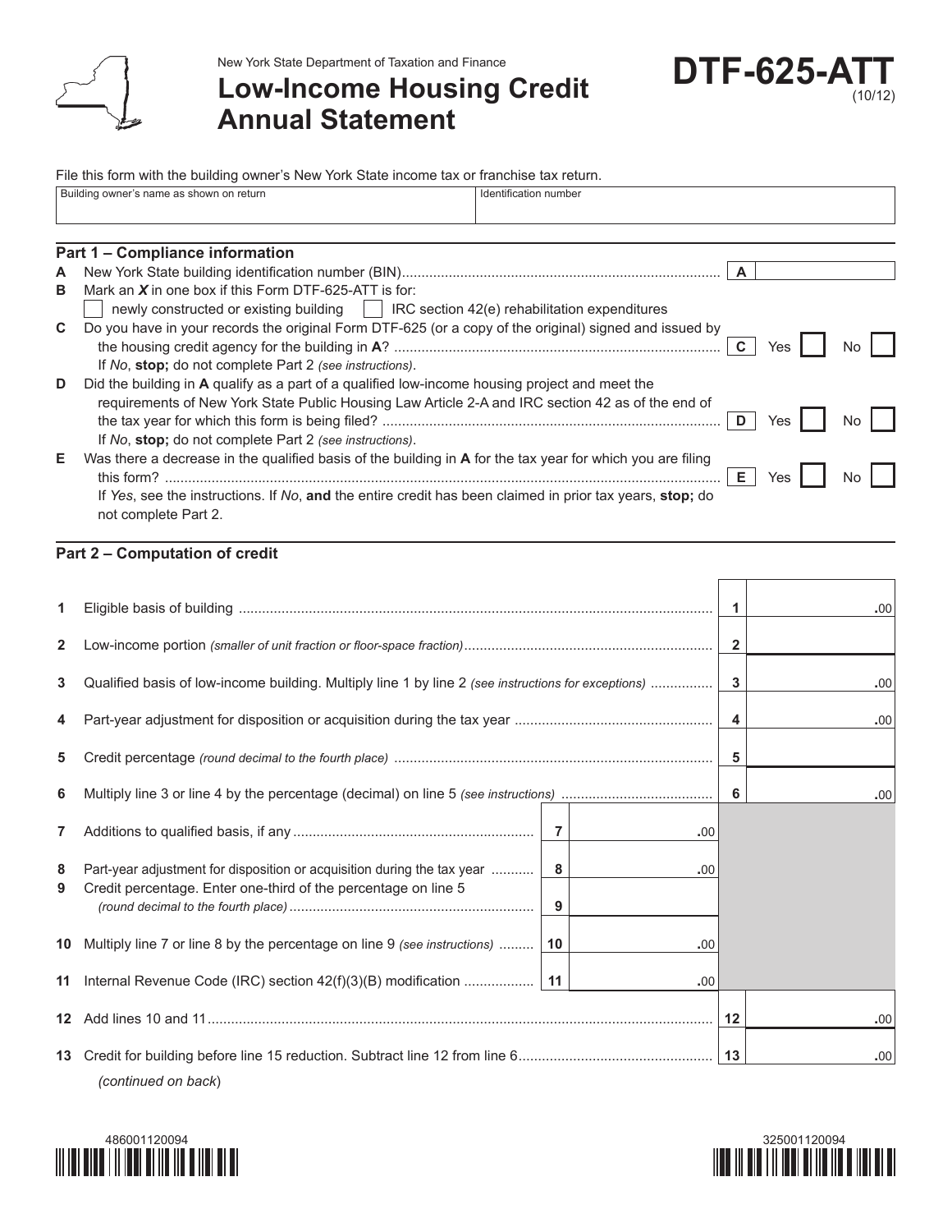New York State Department of Taxation and Finance

# Low-Income Housing Credit Annual Statement

**DTF-625-ATT** (10/12)

File this form with the building owner's New York State income tax or franchise tax return.

| Building owner's name as shown on return | Identification number |
|---|---|
| | |

## Part 1 – Compliance information

**A** New York State building identification number (BIN) ............ **A** ______

**B** Mark an ***X*** in one box if this Form DTF-625-ATT is for:

☐ newly constructed or existing building ☐ IRC section 42(e) rehabilitation expenditures

**C** Do you have in your records the original Form DTF-625 (or a copy of the original) signed and issued by the housing credit agency for the building in **A**? ............ **C** Yes ☐ No ☐

If *No*, **stop;** do not complete Part 2 *(see instructions)*.

**D** Did the building in **A** qualify as a part of a qualified low-income housing project and meet the requirements of New York State Public Housing Law Article 2-A and IRC section 42 as of the end of the tax year for which this form is being filed? ............ **D** Yes ☐ No ☐

If *No*, **stop;** do not complete Part 2 *(see instructions)*.

**E** Was there a decrease in the qualified basis of the building in **A** for the tax year for which you are filing this form? ............ **E** Yes ☐ No ☐

If *Yes*, see the instructions. If *No*, **and** the entire credit has been claimed in prior tax years, **stop;** do not complete Part 2.

## Part 2 – Computation of credit

| Line | Description | | | | |
|---|---|---|---|---|---|
| 1 | Eligible basis of building | | | 1 | .00 |
| 2 | Low-income portion *(smaller of unit fraction or floor-space fraction)* | | | 2 | |
| 3 | Qualified basis of low-income building. Multiply line 1 by line 2 *(see instructions for exceptions)* | | | 3 | .00 |
| 4 | Part-year adjustment for disposition or acquisition during the tax year | | | 4 | .00 |
| 5 | Credit percentage *(round decimal to the fourth place)* | | | 5 | |
| 6 | Multiply line 3 or line 4 by the percentage (decimal) on line 5 *(see instructions)* | | | 6 | .00 |
| 7 | Additions to qualified basis, if any | 7 | .00 | | |
| 8 | Part-year adjustment for disposition or acquisition during the tax year | 8 | .00 | | |
| 9 | Credit percentage. Enter one-third of the percentage on line 5 *(round decimal to the fourth place)* | 9 | | | |
| 10 | Multiply line 7 or line 8 by the percentage on line 9 *(see instructions)* | 10 | .00 | | |
| 11 | Internal Revenue Code (IRC) section 42(f)(3)(B) modification | 11 | .00 | | |
| 12 | Add lines 10 and 11 | | | 12 | .00 |
| 13 | Credit for building before line 15 reduction. Subtract line 12 from line 6 | | | 13 | .00 |

*(continued on back)*

486001120094

325001120094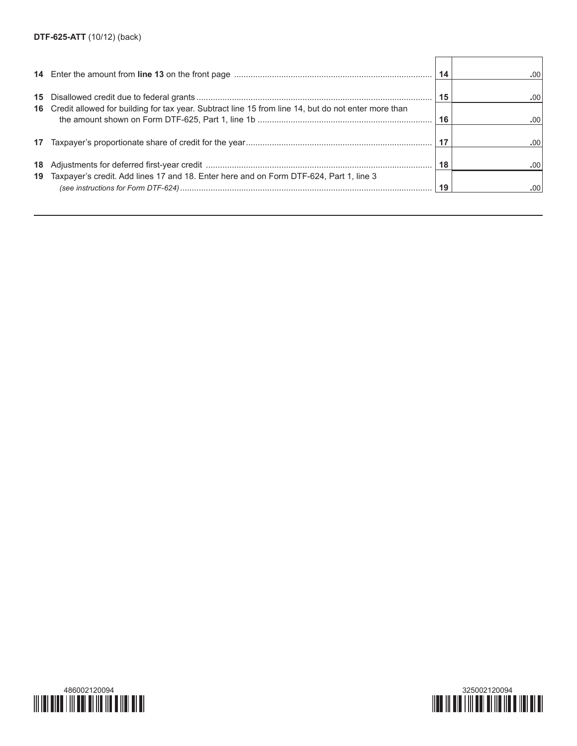**DTF-625-ATT** (10/12) (back)

| | | | |
|---|---|---|---|
| **14** | Enter the amount from **line 13** on the front page | 14 | .00 |
| **15** | Disallowed credit due to federal grants | 15 | .00 |
| **16** | Credit allowed for building for tax year. Subtract line 15 from line 14, but do not enter more than the amount shown on Form DTF-625, Part 1, line 1b | 16 | .00 |
| **17** | Taxpayer's proportionate share of credit for the year | 17 | .00 |
| **18** | Adjustments for deferred first-year credit | 18 | .00 |
| **19** | Taxpayer's credit. Add lines 17 and 18. Enter here and on Form DTF-624, Part 1, line 3 *(see instructions for Form DTF-624)* | 19 | .00 |

486002120094

325002120094